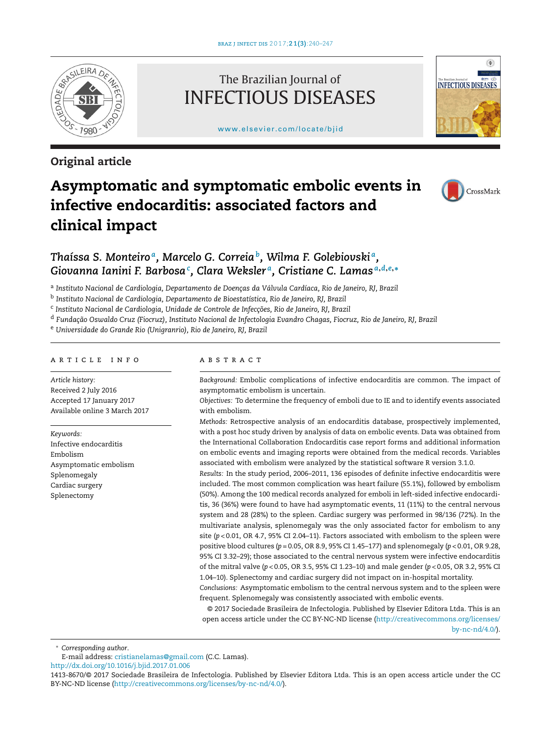# The Brazilian Journal of INFECTIOUS DISEASES

www.elsevier.com/locate/bjid

## Original article

# Asymptomatic and symptomatic embolic events in infective endocarditis: associated factors and clinical impact

***Thaíssa S. Monteiro*[a], *Marcelo G. Correia*[b], *Wilma F. Golebiovski*[a], *Giovanna Ianini F. Barbosa*[c], *Clara Weksler*[a], *Cristiane C. Lamas*[a,d,e,*]**

[a] *Instituto Nacional de Cardiologia, Departamento de Doenças da Válvula Cardíaca, Rio de Janeiro, RJ, Brazil*

[b] *Instituto Nacional de Cardiologia, Departamento de Bioestatística, Rio de Janeiro, RJ, Brazil*

[c] *Instituto Nacional de Cardiologia, Unidade de Controle de Infecções, Rio de Janeiro, RJ, Brazil*

[d] *Fundação Oswaldo Cruz (Fiocruz), Instituto Nacional de Infectologia Evandro Chagas, Fiocruz, Rio de Janeiro, RJ, Brazil*

[e] *Universidade do Grande Rio (Unigranrio), Rio de Janeiro, RJ, Brazil*

### ARTICLE INFO

*Article history:*
Received 2 July 2016
Accepted 17 January 2017
Available online 3 March 2017

*Keywords:*
Infective endocarditis
Embolism
Asymptomatic embolism
Splenomegaly
Cardiac surgery
Splenectomy

### ABSTRACT

*Background:* Embolic complications of infective endocarditis are common. The impact of asymptomatic embolism is uncertain.

*Objectives:* To determine the frequency of emboli due to IE and to identify events associated with embolism.

*Methods:* Retrospective analysis of an endocarditis database, prospectively implemented, with a post hoc study driven by analysis of data on embolic events. Data was obtained from the International Collaboration Endocarditis case report forms and additional information on embolic events and imaging reports were obtained from the medical records. Variables associated with embolism were analyzed by the statistical software R version 3.1.0.

*Results:* In the study period, 2006–2011, 136 episodes of definite infective endocarditis were included. The most common complication was heart failure (55.1%), followed by embolism (50%). Among the 100 medical records analyzed for emboli in left-sided infective endocarditis, 36 (36%) were found to have had asymptomatic events, 11 (11%) to the central nervous system and 28 (28%) to the spleen. Cardiac surgery was performed in 98/136 (72%). In the multivariate analysis, splenomegaly was the only associated factor for embolism to any site ($p < 0.01$, OR 4.7, 95% CI 2.04–11). Factors associated with embolism to the spleen were positive blood cultures ($p = 0.05$, OR 8.9, 95% CI 1.45–177) and splenomegaly ($p < 0.01$, OR 9.28, 95% CI 3.32–29); those associated to the central nervous system were infective endocarditis of the mitral valve ($p < 0.05$, OR 3.5, 95% CI 1.23–10) and male gender ($p < 0.05$, OR 3.2, 95% CI 1.04–10). Splenectomy and cardiac surgery did not impact on in-hospital mortality.

*Conclusions:* Asymptomatic embolism to the central nervous system and to the spleen were frequent. Splenomegaly was consistently associated with embolic events.

© 2017 Sociedade Brasileira de Infectologia. Published by Elsevier Editora Ltda. This is an open access article under the CC BY-NC-ND license (http://creativecommons.org/licenses/by-nc-nd/4.0/).

\* *Corresponding author.*
E-mail address: cristianelamas@gmail.com (C.C. Lamas).
http://dx.doi.org/10.1016/j.bjid.2017.01.006
1413-8670/© 2017 Sociedade Brasileira de Infectologia. Published by Elsevier Editora Ltda. This is an open access article under the CC BY-NC-ND license (http://creativecommons.org/licenses/by-nc-nd/4.0/).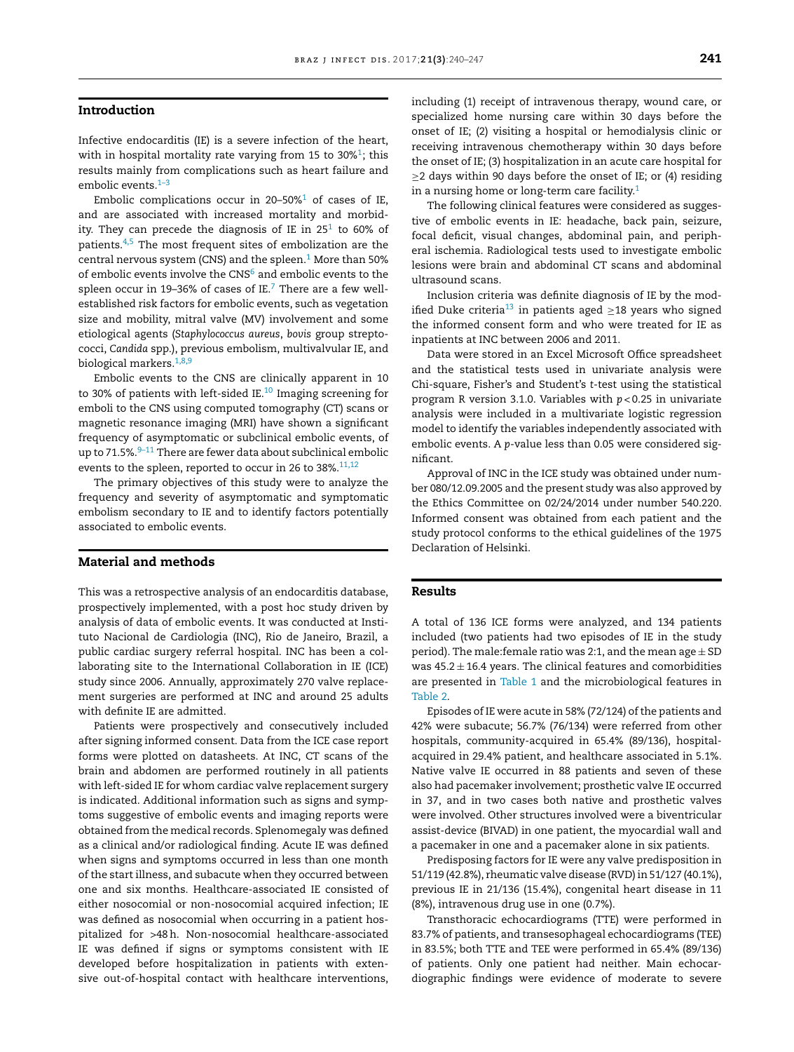## Introduction

Infective endocarditis (IE) is a severe infection of the heart, with in hospital mortality rate varying from 15 to 30%[1]; this results mainly from complications such as heart failure and embolic events.[1–3]

Embolic complications occur in 20–50%[1] of cases of IE, and are associated with increased mortality and morbidity. They can precede the diagnosis of IE in 25[1] to 60% of patients.[4,5] The most frequent sites of embolization are the central nervous system (CNS) and the spleen.[1] More than 50% of embolic events involve the CNS[6] and embolic events to the spleen occur in 19–36% of cases of IE.[7] There are a few well-established risk factors for embolic events, such as vegetation size and mobility, mitral valve (MV) involvement and some etiological agents (*Staphylococcus aureus*, *bovis* group streptococci, *Candida* spp.), previous embolism, multivalvular IE, and biological markers.[1,8,9]

Embolic events to the CNS are clinically apparent in 10 to 30% of patients with left-sided IE.[10] Imaging screening for emboli to the CNS using computed tomography (CT) scans or magnetic resonance imaging (MRI) have shown a significant frequency of asymptomatic or subclinical embolic events, of up to 71.5%.[9–11] There are fewer data about subclinical embolic events to the spleen, reported to occur in 26 to 38%.[11,12]

The primary objectives of this study were to analyze the frequency and severity of asymptomatic and symptomatic embolism secondary to IE and to identify factors potentially associated to embolic events.

## Material and methods

This was a retrospective analysis of an endocarditis database, prospectively implemented, with a post hoc study driven by analysis of data of embolic events. It was conducted at Instituto Nacional de Cardiologia (INC), Rio de Janeiro, Brazil, a public cardiac surgery referral federal hospital. INC has been a collaborating site to the International Collaboration in IE (ICE) study since 2006. Annually, approximately 270 valve replacement surgeries are performed at INC and around 25 adults with definite IE are admitted.

Patients were prospectively and consecutively included after signing informed consent. Data from the ICE case report forms were plotted on datasheets. At INC, CT scans of the brain and abdomen are performed routinely in all patients with left-sided IE for whom cardiac valve replacement surgery is indicated. Additional information such as signs and symptoms suggestive of embolic events and imaging reports were obtained from the medical records. Splenomegaly was defined as a clinical and/or radiological finding. Acute IE was defined when signs and symptoms occurred in less than one month of the start illness, and subacute when they occurred between one and six months. Healthcare-associated IE consisted of either nosocomial or non-nosocomial acquired infection; IE was defined as nosocomial when occurring in a patient hospitalized for >48 h. Non-nosocomial healthcare-associated IE was defined if signs or symptoms consistent with IE developed before hospitalization in patients with extensive out-of-hospital contact with healthcare interventions, including (1) receipt of intravenous therapy, wound care, or specialized home nursing care within 30 days before the onset of IE; (2) visiting a hospital or hemodialysis clinic or receiving intravenous chemotherapy within 30 days before the onset of IE; (3) hospitalization in an acute care hospital for ≥2 days within 90 days before the onset of IE; or (4) residing in a nursing home or long-term care facility.[1]

The following clinical features were considered as suggestive of embolic events in IE: headache, back pain, seizure, focal deficit, visual changes, abdominal pain, and peripheral ischemia. Radiological tests used to investigate embolic lesions were brain and abdominal CT scans and abdominal ultrasound scans.

Inclusion criteria was definite diagnosis of IE by the modified Duke criteria[13] in patients aged ≥18 years who signed the informed consent form and who were treated for IE as inpatients at INC between 2006 and 2011.

Data were stored in an Excel Microsoft Office spreadsheet and the statistical tests used in univariate analysis were Chi-square, Fisher's and Student's *t*-test using the statistical program R version 3.1.0. Variables with $p < 0.25$ in univariate analysis were included in a multivariate logistic regression model to identify the variables independently associated with embolic events. A *p*-value less than 0.05 were considered significant.

Approval of INC in the ICE study was obtained under number 080/12.09.2005 and the present study was also approved by the Ethics Committee on 02/24/2014 under number 540.220. Informed consent was obtained from each patient and the study protocol conforms to the ethical guidelines of the 1975 Declaration of Helsinki.

## Results

A total of 136 ICE forms were analyzed, and 134 patients included (two patients had two episodes of IE in the study period). The male:female ratio was 2:1, and the mean age ± SD was 45.2 ± 16.4 years. The clinical features and comorbidities are presented in Table 1 and the microbiological features in Table 2.

Episodes of IE were acute in 58% (72/124) of the patients and 42% were subacute; 56.7% (76/134) were referred from other hospitals, community-acquired in 65.4% (89/136), hospital-acquired in 29.4% patient, and healthcare associated in 5.1%. Native valve IE occurred in 88 patients and seven of these also had pacemaker involvement; prosthetic valve IE occurred in 37, and in two cases both native and prosthetic valves were involved. Other structures involved were a biventricular assist-device (BIVAD) in one patient, the myocardial wall and a pacemaker in one and a pacemaker alone in six patients.

Predisposing factors for IE were any valve predisposition in 51/119 (42.8%), rheumatic valve disease (RVD) in 51/127 (40.1%), previous IE in 21/136 (15.4%), congenital heart disease in 11 (8%), intravenous drug use in one (0.7%).

Transthoracic echocardiograms (TTE) were performed in 83.7% of patients, and transesophageal echocardiograms (TEE) in 83.5%; both TTE and TEE were performed in 65.4% (89/136) of patients. Only one patient had neither. Main echocardiographic findings were evidence of moderate to severe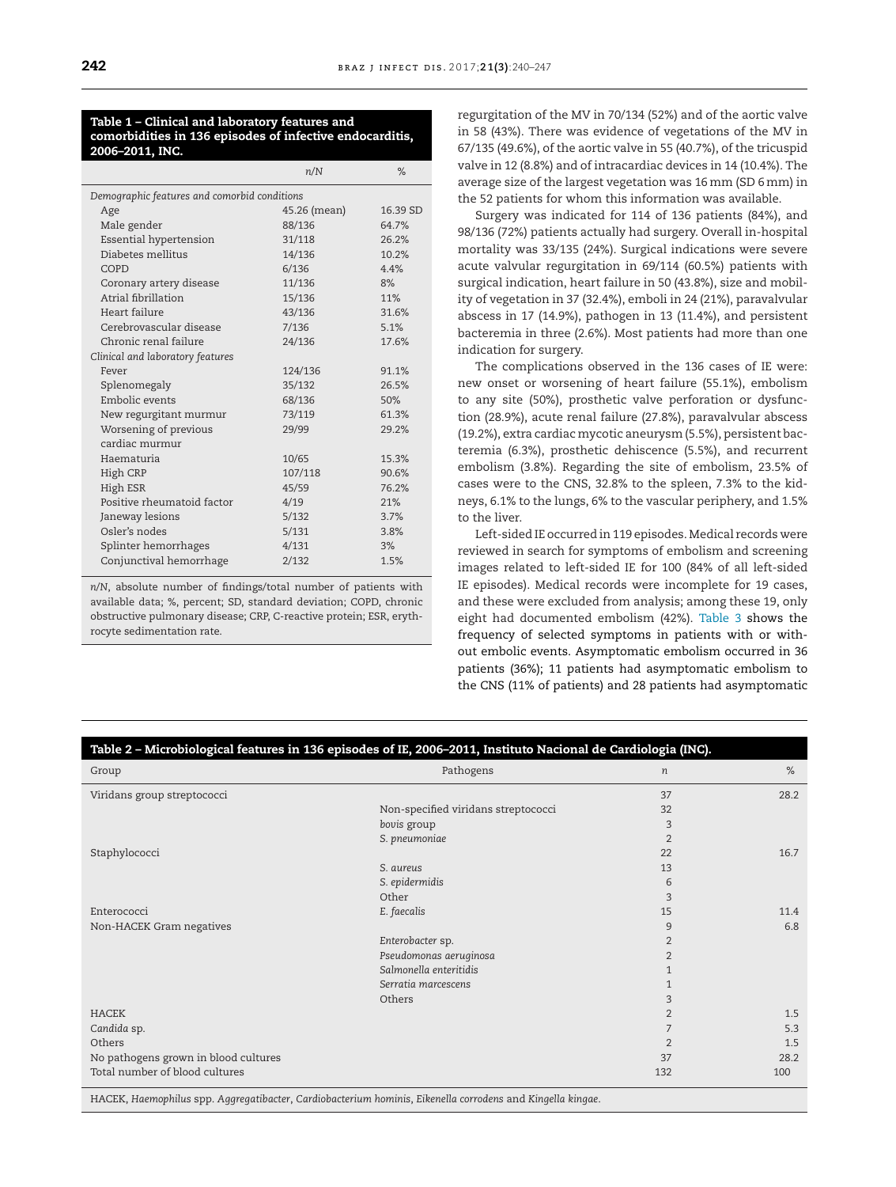**Table 1 – Clinical and laboratory features and comorbidities in 136 episodes of infective endocarditis, 2006–2011, INC.**

| | n/N | % |
|---|---|---|
| *Demographic features and comorbid conditions* | | |
| Age | 45.26 (mean) | 16.39 SD |
| Male gender | 88/136 | 64.7% |
| Essential hypertension | 31/118 | 26.2% |
| Diabetes mellitus | 14/136 | 10.2% |
| COPD | 6/136 | 4.4% |
| Coronary artery disease | 11/136 | 8% |
| Atrial fibrillation | 15/136 | 11% |
| Heart failure | 43/136 | 31.6% |
| Cerebrovascular disease | 7/136 | 5.1% |
| Chronic renal failure | 24/136 | 17.6% |
| *Clinical and laboratory features* | | |
| Fever | 124/136 | 91.1% |
| Splenomegaly | 35/132 | 26.5% |
| Embolic events | 68/136 | 50% |
| New regurgitant murmur | 73/119 | 61.3% |
| Worsening of previous cardiac murmur | 29/99 | 29.2% |
| Haematuria | 10/65 | 15.3% |
| High CRP | 107/118 | 90.6% |
| High ESR | 45/59 | 76.2% |
| Positive rheumatoid factor | 4/19 | 21% |
| Janeway lesions | 5/132 | 3.7% |
| Osler's nodes | 5/131 | 3.8% |
| Splinter hemorrhages | 4/131 | 3% |
| Conjunctival hemorrhage | 2/132 | 1.5% |

n/N, absolute number of findings/total number of patients with available data; %, percent; SD, standard deviation; COPD, chronic obstructive pulmonary disease; CRP, C-reactive protein; ESR, erythrocyte sedimentation rate.

regurgitation of the MV in 70/134 (52%) and of the aortic valve in 58 (43%). There was evidence of vegetations of the MV in 67/135 (49.6%), of the aortic valve in 55 (40.7%), of the tricuspid valve in 12 (8.8%) and of intracardiac devices in 14 (10.4%). The average size of the largest vegetation was 16 mm (SD 6 mm) in the 52 patients for whom this information was available.

Surgery was indicated for 114 of 136 patients (84%), and 98/136 (72%) patients actually had surgery. Overall in-hospital mortality was 33/135 (24%). Surgical indications were severe acute valvular regurgitation in 69/114 (60.5%) patients with surgical indication, heart failure in 50 (43.8%), size and mobility of vegetation in 37 (32.4%), emboli in 24 (21%), paravalvular abscess in 17 (14.9%), pathogen in 13 (11.4%), and persistent bacteremia in three (2.6%). Most patients had more than one indication for surgery.

The complications observed in the 136 cases of IE were: new onset or worsening of heart failure (55.1%), embolism to any site (50%), prosthetic valve perforation or dysfunction (28.9%), acute renal failure (27.8%), paravalvular abscess (19.2%), extra cardiac mycotic aneurysm (5.5%), persistent bacteremia (6.3%), prosthetic dehiscence (5.5%), and recurrent embolism (3.8%). Regarding the site of embolism, 23.5% of cases were to the CNS, 32.8% to the spleen, 7.3% to the kidneys, 6.1% to the lungs, 6% to the vascular periphery, and 1.5% to the liver.

Left-sided IE occurred in 119 episodes. Medical records were reviewed in search for symptoms of embolism and screening images related to left-sided IE for 100 (84% of all left-sided IE episodes). Medical records were incomplete for 19 cases, and these were excluded from analysis; among these 19, only eight had documented embolism (42%). Table 3 shows the frequency of selected symptoms in patients with or without embolic events. Asymptomatic embolism occurred in 36 patients (36%); 11 patients had asymptomatic embolism to the CNS (11% of patients) and 28 patients had asymptomatic

**Table 2 – Microbiological features in 136 episodes of IE, 2006–2011, Instituto Nacional de Cardiologia (INC).**

| Group | Pathogens | n | % |
|---|---|---|---|
| Viridans group streptococci | | 37 | 28.2 |
| | Non-specified viridans streptococci | 32 | |
| | *bovis* group | 3 | |
| | *S. pneumoniae* | 2 | |
| Staphylococci | | 22 | 16.7 |
| | *S. aureus* | 13 | |
| | *S. epidermidis* | 6 | |
| | Other | 3 | |
| Enterococci | *E. faecalis* | 15 | 11.4 |
| Non-HACEK Gram negatives | | 9 | 6.8 |
| | *Enterobacter* sp. | 2 | |
| | *Pseudomonas aeruginosa* | 2 | |
| | *Salmonella enteritidis* | 1 | |
| | *Serratia marcescens* | 1 | |
| | Others | 3 | |
| HACEK | | 2 | 1.5 |
| *Candida* sp. | | 7 | 5.3 |
| Others | | 2 | 1.5 |
| No pathogens grown in blood cultures | | 37 | 28.2 |
| Total number of blood cultures | | 132 | 100 |

HACEK, *Haemophilus* spp. *Aggregatibacter*, *Cardiobacterium hominis*, *Eikenella corrodens* and *Kingella kingae*.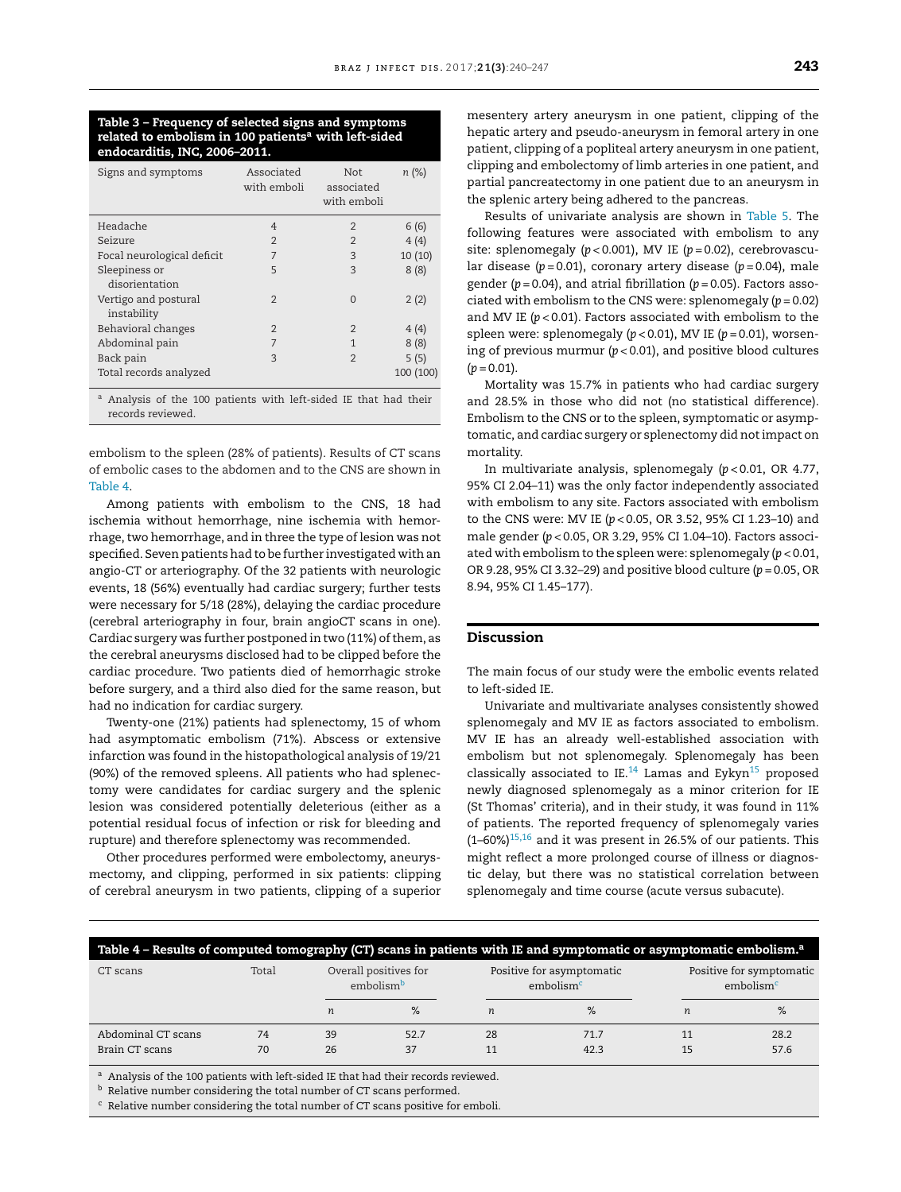**Table 3 – Frequency of selected signs and symptoms related to embolism in 100 patients[a] with left-sided endocarditis, INC, 2006–2011.**

| Signs and symptoms | Associated with emboli | Not associated with emboli | n (%) |
|---|---|---|---|
| Headache | 4 | 2 | 6 (6) |
| Seizure | 2 | 2 | 4 (4) |
| Focal neurological deficit | 7 | 3 | 10 (10) |
| Sleepiness or disorientation | 5 | 3 | 8 (8) |
| Vertigo and postural instability | 2 | 0 | 2 (2) |
| Behavioral changes | 2 | 2 | 4 (4) |
| Abdominal pain | 7 | 1 | 8 (8) |
| Back pain | 3 | 2 | 5 (5) |
| Total records analyzed | | | 100 (100) |

[a] Analysis of the 100 patients with left-sided IE that had their records reviewed.

embolism to the spleen (28% of patients). Results of CT scans of embolic cases to the abdomen and to the CNS are shown in Table 4.

Among patients with embolism to the CNS, 18 had ischemia without hemorrhage, nine ischemia with hemorrhage, two hemorrhage, and in three the type of lesion was not specified. Seven patients had to be further investigated with an angio-CT or arteriography. Of the 32 patients with neurologic events, 18 (56%) eventually had cardiac surgery; further tests were necessary for 5/18 (28%), delaying the cardiac procedure (cerebral arteriography in four, brain angioCT scans in one). Cardiac surgery was further postponed in two (11%) of them, as the cerebral aneurysms disclosed had to be clipped before the cardiac procedure. Two patients died of hemorrhagic stroke before surgery, and a third also died for the same reason, but had no indication for cardiac surgery.

Twenty-one (21%) patients had splenectomy, 15 of whom had asymptomatic embolism (71%). Abscess or extensive infarction was found in the histopathological analysis of 19/21 (90%) of the removed spleens. All patients who had splenectomy were candidates for cardiac surgery and the splenic lesion was considered potentially deleterious (either as a potential residual focus of infection or risk for bleeding and rupture) and therefore splenectomy was recommended.

Other procedures performed were embolectomy, aneurysmectomy, and clipping, performed in six patients: clipping of cerebral aneurysm in two patients, clipping of a superior mesentery artery aneurysm in one patient, clipping of the hepatic artery and pseudo-aneurysm in femoral artery in one patient, clipping of a popliteal artery aneurysm in one patient, clipping and embolectomy of limb arteries in one patient, and partial pancreatectomy in one patient due to an aneurysm in the splenic artery being adhered to the pancreas.

Results of univariate analysis are shown in Table 5. The following features were associated with embolism to any site: splenomegaly ($p < 0.001$), MV IE ($p = 0.02$), cerebrovascular disease ($p = 0.01$), coronary artery disease ($p = 0.04$), male gender ($p = 0.04$), and atrial fibrillation ($p = 0.05$). Factors associated with embolism to the CNS were: splenomegaly ($p = 0.02$) and MV IE ($p < 0.01$). Factors associated with embolism to the spleen were: splenomegaly ($p < 0.01$), MV IE ($p = 0.01$), worsening of previous murmur ($p < 0.01$), and positive blood cultures ($p = 0.01$).

Mortality was 15.7% in patients who had cardiac surgery and 28.5% in those who did not (no statistical difference). Embolism to the CNS or to the spleen, symptomatic or asymptomatic, and cardiac surgery or splenectomy did not impact on mortality.

In multivariate analysis, splenomegaly ($p < 0.01$, OR 4.77, 95% CI 2.04–11) was the only factor independently associated with embolism to any site. Factors associated with embolism to the CNS were: MV IE ($p < 0.05$, OR 3.52, 95% CI 1.23–10) and male gender ($p < 0.05$, OR 3.29, 95% CI 1.04–10). Factors associated with embolism to the spleen were: splenomegaly ($p < 0.01$, OR 9.28, 95% CI 3.32–29) and positive blood culture ($p = 0.05$, OR 8.94, 95% CI 1.45–177).

## Discussion

The main focus of our study were the embolic events related to left-sided IE.

Univariate and multivariate analyses consistently showed splenomegaly and MV IE as factors associated to embolism. MV IE has an already well-established association with embolism but not splenomegaly. Splenomegaly has been classically associated to IE.[14] Lamas and Eykyn[15] proposed newly diagnosed splenomegaly as a minor criterion for IE (St Thomas' criteria), and in their study, it was found in 11% of patients. The reported frequency of splenomegaly varies (1–60%)[15,16] and it was present in 26.5% of our patients. This might reflect a more prolonged course of illness or diagnostic delay, but there was no statistical correlation between splenomegaly and time course (acute versus subacute).

**Table 4 – Results of computed tomography (CT) scans in patients with IE and symptomatic or asymptomatic embolism.[a]**

| CT scans | Total | Overall positives for embolism[b] | | Positive for asymptomatic embolism[c] | | Positive for symptomatic embolism[c] | |
|---|---|---|---|---|---|---|---|
| | | n | % | n | % | n | % |
| Abdominal CT scans | 74 | 39 | 52.7 | 28 | 71.7 | 11 | 28.2 |
| Brain CT scans | 70 | 26 | 37 | 11 | 42.3 | 15 | 57.6 |

[a] Analysis of the 100 patients with left-sided IE that had their records reviewed.
[b] Relative number considering the total number of CT scans performed.
[c] Relative number considering the total number of CT scans positive for emboli.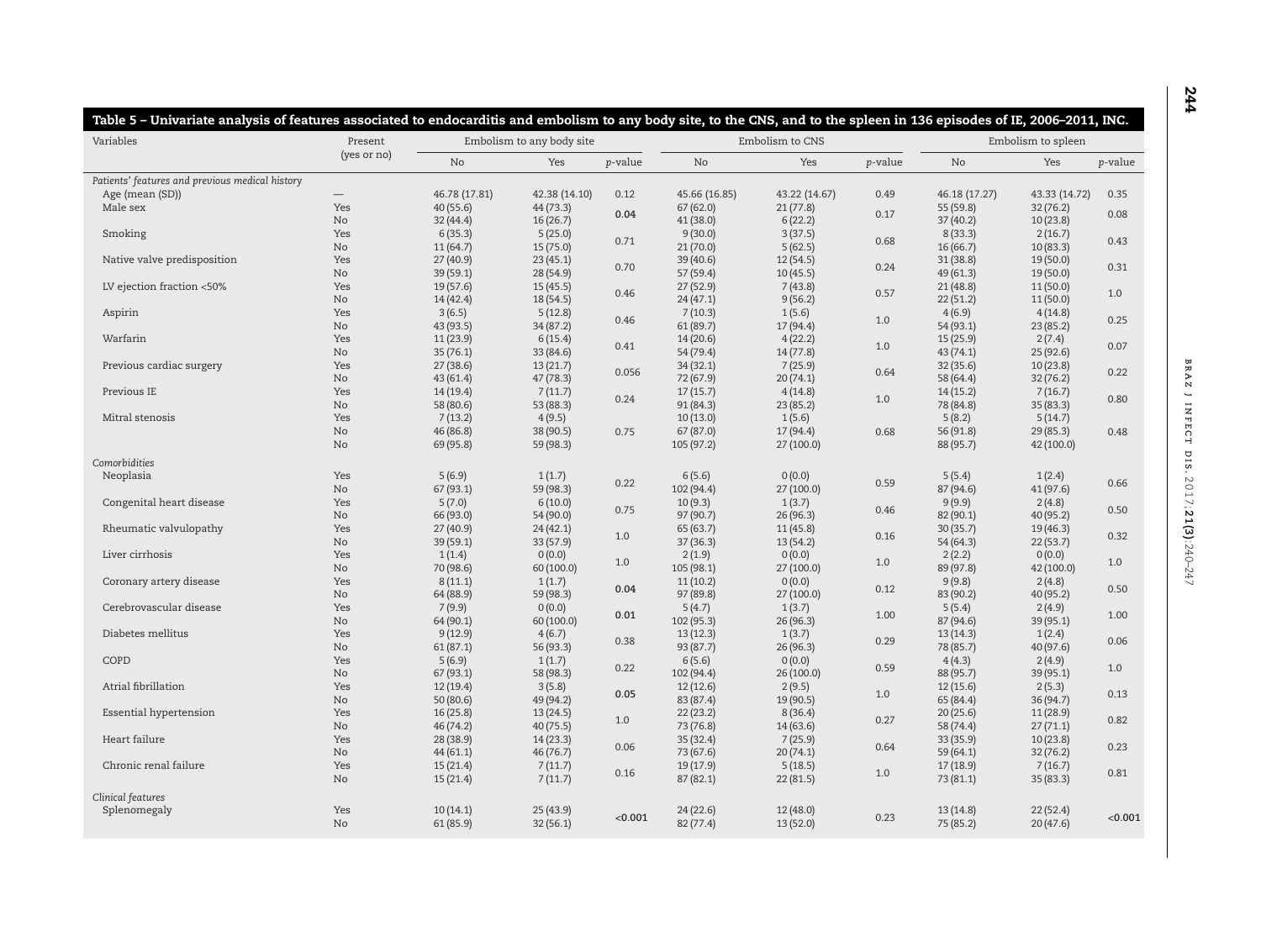Table 5 – Univariate analysis of features associated to endocarditis and embolism to any body site, to the CNS, and to the spleen in 136 episodes of IE, 2006–2011, INC.

| Variables | Present (yes or no) | Embolism to any body site | | | Embolism to CNS | | | Embolism to spleen | | |
|---|---|---|---|---|---|---|---|---|---|---|
| | | No | Yes | *p*-value | No | Yes | *p*-value | No | Yes | *p*-value |
| *Patients' features and previous medical history* | | | | | | | | | | |
| Age (mean (SD)) | — | 46.78 (17.81) | 42.38 (14.10) | 0.12 | 45.66 (16.85) | 43.22 (14.67) | 0.49 | 46.18 (17.27) | 43.33 (14.72) | 0.35 |
| Male sex | Yes | 40 (55.6) | 44 (73.3) | **0.04** | 67 (62.0) | 21 (77.8) | 0.17 | 55 (59.8) | 32 (76.2) | 0.08 |
| | No | 32 (44.4) | 16 (26.7) | | 41 (38.0) | 6 (22.2) | | 37 (40.2) | 10 (23.8) | |
| Smoking | Yes | 6 (35.3) | 5 (25.0) | 0.71 | 9 (30.0) | 3 (37.5) | 0.68 | 8 (33.3) | 2 (16.7) | 0.43 |
| | No | 11 (64.7) | 15 (75.0) | | 21 (70.0) | 5 (62.5) | | 16 (66.7) | 10 (83.3) | |
| Native valve predisposition | Yes | 27 (40.9) | 23 (45.1) | 0.70 | 39 (40.6) | 12 (54.5) | 0.24 | 31 (38.8) | 19 (50.0) | 0.31 |
| | No | 39 (59.1) | 28 (54.9) | | 57 (59.4) | 10 (45.5) | | 49 (61.3) | 19 (50.0) | |
| LV ejection fraction <50% | Yes | 19 (57.6) | 15 (45.5) | 0.46 | 27 (52.9) | 7 (43.8) | 0.57 | 21 (48.8) | 11 (50.0) | 1.0 |
| | No | 14 (42.4) | 18 (54.5) | | 24 (47.1) | 9 (56.2) | | 22 (51.2) | 11 (50.0) | |
| Aspirin | Yes | 3 (6.5) | 5 (12.8) | 0.46 | 7 (10.3) | 1 (5.6) | 1.0 | 4 (6.9) | 4 (14.8) | 0.25 |
| | No | 43 (93.5) | 34 (87.2) | | 61 (89.7) | 17 (94.4) | | 54 (93.1) | 23 (85.2) | |
| Warfarin | Yes | 11 (23.9) | 6 (15.4) | 0.41 | 14 (20.6) | 4 (22.2) | 1.0 | 15 (25.9) | 2 (7.4) | 0.07 |
| | No | 35 (76.1) | 33 (84.6) | | 54 (79.4) | 14 (77.8) | | 43 (74.1) | 25 (92.6) | |
| Previous cardiac surgery | Yes | 27 (38.6) | 13 (21.7) | 0.056 | 34 (32.1) | 7 (25.9) | 0.64 | 32 (35.6) | 10 (23.8) | 0.22 |
| | No | 43 (61.4) | 47 (78.3) | | 72 (67.9) | 20 (74.1) | | 58 (64.4) | 32 (76.2) | |
| Previous IE | Yes | 14 (19.4) | 7 (11.7) | 0.24 | 17 (15.7) | 4 (14.8) | 1.0 | 14 (15.2) | 7 (16.7) | 0.80 |
| | No | 58 (80.6) | 53 (88.3) | | 91 (84.3) | 23 (85.2) | | 78 (84.8) | 35 (83.3) | |
| Mitral stenosis | Yes | 7 (13.2) | 4 (9.5) | | 10 (13.0) | 1 (5.6) | | 5 (8.2) | 5 (14.7) | |
| | No | 46 (86.8) | 38 (90.5) | 0.75 | 67 (87.0) | 17 (94.4) | 0.68 | 56 (91.8) | 29 (85.3) | 0.48 |
| | No | 69 (95.8) | 59 (98.3) | | 105 (97.2) | 27 (100.0) | | 88 (95.7) | 42 (100.0) | |
| *Comorbidities* | | | | | | | | | | |
| Neoplasia | Yes | 5 (6.9) | 1 (1.7) | 0.22 | 6 (5.6) | 0 (0.0) | 0.59 | 5 (5.4) | 1 (2.4) | 0.66 |
| | No | 67 (93.1) | 59 (98.3) | | 102 (94.4) | 27 (100.0) | | 87 (94.6) | 41 (97.6) | |
| Congenital heart disease | Yes | 5 (7.0) | 6 (10.0) | 0.75 | 10 (9.3) | 1 (3.7) | 0.46 | 9 (9.9) | 2 (4.8) | 0.50 |
| | No | 66 (93.0) | 54 (90.0) | | 97 (90.7) | 26 (96.3) | | 82 (90.1) | 40 (95.2) | |
| Rheumatic valvulopathy | Yes | 27 (40.9) | 24 (42.1) | 1.0 | 65 (63.7) | 11 (45.8) | 0.16 | 30 (35.7) | 19 (46.3) | 0.32 |
| | No | 39 (59.1) | 33 (57.9) | | 37 (36.3) | 13 (54.2) | | 54 (64.3) | 22 (53.7) | |
| Liver cirrhosis | Yes | 1 (1.4) | 0 (0.0) | 1.0 | 2 (1.9) | 0 (0.0) | 1.0 | 2 (2.2) | 0 (0.0) | 1.0 |
| | No | 70 (98.6) | 60 (100.0) | | 105 (98.1) | 27 (100.0) | | 89 (97.8) | 42 (100.0) | |
| Coronary artery disease | Yes | 8 (11.1) | 1 (1.7) | **0.04** | 11 (10.2) | 0 (0.0) | 0.12 | 9 (9.8) | 2 (4.8) | 0.50 |
| | No | 64 (88.9) | 59 (98.3) | | 97 (89.8) | 27 (100.0) | | 83 (90.2) | 40 (95.2) | |
| Cerebrovascular disease | Yes | 7 (9.9) | 0 (0.0) | **0.01** | 5 (4.7) | 1 (3.7) | 1.00 | 5 (5.4) | 2 (4.9) | 1.00 |
| | No | 64 (90.1) | 60 (100.0) | | 102 (95.3) | 26 (96.3) | | 87 (94.6) | 39 (95.1) | |
| Diabetes mellitus | Yes | 9 (12.9) | 4 (6.7) | 0.38 | 13 (12.3) | 1 (3.7) | 0.29 | 13 (14.3) | 1 (2.4) | 0.06 |
| | No | 61 (87.1) | 56 (93.3) | | 93 (87.7) | 26 (96.3) | | 78 (85.7) | 40 (97.6) | |
| COPD | Yes | 5 (6.9) | 1 (1.7) | 0.22 | 6 (5.6) | 0 (0.0) | 0.59 | 4 (4.3) | 2 (4.9) | 1.0 |
| | No | 67 (93.1) | 58 (98.3) | | 102 (94.4) | 26 (100.0) | | 88 (95.7) | 39 (95.1) | |
| Atrial fibrillation | Yes | 12 (19.4) | 3 (5.8) | **0.05** | 12 (12.6) | 2 (9.5) | 1.0 | 12 (15.6) | 2 (5.3) | 0.13 |
| | No | 50 (80.6) | 49 (94.2) | | 83 (87.4) | 19 (90.5) | | 65 (84.4) | 36 (94.7) | |
| Essential hypertension | Yes | 16 (25.8) | 13 (24.5) | 1.0 | 22 (23.2) | 8 (36.4) | 0.27 | 20 (25.6) | 11 (28.9) | 0.82 |
| | No | 46 (74.2) | 40 (75.5) | | 73 (76.8) | 14 (63.6) | | 58 (74.4) | 27 (71.1) | |
| Heart failure | Yes | 28 (38.9) | 14 (23.3) | 0.06 | 35 (32.4) | 7 (25.9) | 0.64 | 33 (35.9) | 10 (23.8) | 0.23 |
| | No | 44 (61.1) | 46 (76.7) | | 73 (67.6) | 20 (74.1) | | 59 (64.1) | 32 (76.2) | |
| Chronic renal failure | Yes | 15 (21.4) | 7 (11.7) | 0.16 | 19 (17.9) | 5 (18.5) | 1.0 | 17 (18.9) | 7 (16.7) | 0.81 |
| | No | 15 (21.4) | 7 (11.7) | | 87 (82.1) | 22 (81.5) | | 73 (81.1) | 35 (83.3) | |
| *Clinical features* | | | | | | | | | | |
| Splenomegaly | Yes | 10 (14.1) | 25 (43.9) | **<0.001** | 24 (22.6) | 12 (48.0) | 0.23 | 13 (14.8) | 22 (52.4) | **<0.001** |
| | No | 61 (85.9) | 32 (56.1) | | 82 (77.4) | 13 (52.0) | | 75 (85.2) | 20 (47.6) | |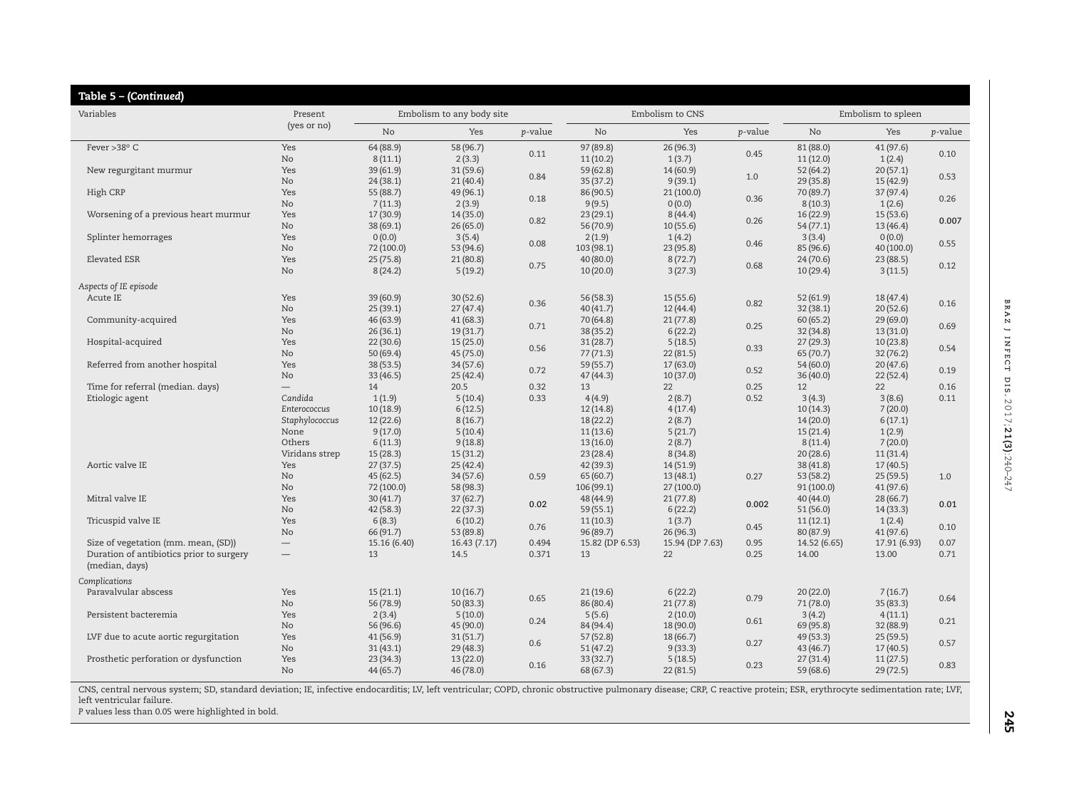**Table 5 – (Continued)**

| Variables | Present (yes or no) | Embolism to any body site | | | Embolism to CNS | | | Embolism to spleen | | |
|---|---|---|---|---|---|---|---|---|---|---|
| | | No | Yes | p-value | No | Yes | p-value | No | Yes | p-value |
| Fever >38° C | Yes | 64 (88.9) | 58 (96.7) | 0.11 | 97 (89.8) | 26 (96.3) | 0.45 | 81 (88.0) | 41 (97.6) | 0.10 |
| | No | 8 (11.1) | 2 (3.3) | | 11 (10.2) | 1 (3.7) | | 11 (12.0) | 1 (2.4) | |
| New regurgitant murmur | Yes | 39 (61.9) | 31 (59.6) | 0.84 | 59 (62.8) | 14 (60.9) | 1.0 | 52 (64.2) | 20 (57.1) | 0.53 |
| | No | 24 (38.1) | 21 (40.4) | | 35 (37.2) | 9 (39.1) | | 29 (35.8) | 15 (42.9) | |
| High CRP | Yes | 55 (88.7) | 49 (96.1) | 0.18 | 86 (90.5) | 21 (100.0) | 0.36 | 70 (89.7) | 37 (97.4) | 0.26 |
| | No | 7 (11.3) | 2 (3.9) | | 9 (9.5) | 0 (0.0) | | 8 (10.3) | 1 (2.6) | |
| Worsening of a previous heart murmur | Yes | 17 (30.9) | 14 (35.0) | 0.82 | 23 (29.1) | 8 (44.4) | 0.26 | 16 (22.9) | 15 (53.6) | **0.007** |
| | No | 38 (69.1) | 26 (65.0) | | 56 (70.9) | 10 (55.6) | | 54 (77.1) | 13 (46.4) | |
| Splinter hemorrages | Yes | 0 (0.0) | 3 (5.4) | 0.08 | 2 (1.9) | 1 (4.2) | 0.46 | 3 (3.4) | 0 (0.0) | 0.55 |
| | No | 72 (100.0) | 53 (94.6) | | 103 (98.1) | 23 (95.8) | | 85 (96.6) | 40 (100.0) | |
| Elevated ESR | Yes | 25 (75.8) | 21 (80.8) | 0.75 | 40 (80.0) | 8 (72.7) | 0.68 | 24 (70.6) | 23 (88.5) | 0.12 |
| | No | 8 (24.2) | 5 (19.2) | | 10 (20.0) | 3 (27.3) | | 10 (29.4) | 3 (11.5) | |
| *Aspects of IE episode* | | | | | | | | | | |
| Acute IE | Yes | 39 (60.9) | 30 (52.6) | 0.36 | 56 (58.3) | 15 (55.6) | 0.82 | 52 (61.9) | 18 (47.4) | 0.16 |
| | No | 25 (39.1) | 27 (47.4) | | 40 (41.7) | 12 (44.4) | | 32 (38.1) | 20 (52.6) | |
| Community-acquired | Yes | 46 (63.9) | 41 (68.3) | 0.71 | 70 (64.8) | 21 (77.8) | 0.25 | 60 (65.2) | 29 (69.0) | 0.69 |
| | No | 26 (36.1) | 19 (31.7) | | 38 (35.2) | 6 (22.2) | | 32 (34.8) | 13 (31.0) | |
| Hospital-acquired | Yes | 22 (30.6) | 15 (25.0) | 0.56 | 31 (28.7) | 5 (18.5) | 0.33 | 27 (29.3) | 10 (23.8) | 0.54 |
| | No | 50 (69.4) | 45 (75.0) | | 77 (71.3) | 22 (81.5) | | 65 (70.7) | 32 (76.2) | |
| Referred from another hospital | Yes | 38 (53.5) | 34 (57.6) | 0.72 | 59 (55.7) | 17 (63.0) | 0.52 | 54 (60.0) | 20 (47.6) | 0.19 |
| | No | 33 (46.5) | 25 (42.4) | | 47 (44.3) | 10 (37.0) | | 36 (40.0) | 22 (52.4) | |
| Time for referral (median. days) | — | 14 | 20.5 | 0.32 | 13 | 22 | 0.25 | 12 | 22 | 0.16 |
| Etiologic agent | *Candida* | 1 (1.9) | 5 (10.4) | 0.33 | 4 (4.9) | 2 (8.7) | 0.52 | 3 (4.3) | 3 (8.6) | 0.11 |
| | *Enterococcus* | 10 (18.9) | 6 (12.5) | | 12 (14.8) | 4 (17.4) | | 10 (14.3) | 7 (20.0) | |
| | *Staphylococcus* | 12 (22.6) | 8 (16.7) | | 18 (22.2) | 2 (8.7) | | 14 (20.0) | 6 (17.1) | |
| | None | 9 (17.0) | 5 (10.4) | | 11 (13.6) | 5 (21.7) | | 15 (21.4) | 1 (2.9) | |
| | Others | 6 (11.3) | 9 (18.8) | | 13 (16.0) | 2 (8.7) | | 8 (11.4) | 7 (20.0) | |
| | Viridans strep | 15 (28.3) | 15 (31.2) | | 23 (28.4) | 8 (34.8) | | 20 (28.6) | 11 (31.4) | |
| Aortic valve IE | Yes | 27 (37.5) | 25 (42.4) | | 42 (39.3) | 14 (51.9) | | 38 (41.8) | 17 (40.5) | |
| | No | 45 (62.5) | 34 (57.6) | 0.59 | 65 (60.7) | 13 (48.1) | 0.27 | 53 (58.2) | 25 (59.5) | 1.0 |
| | No | 72 (100.0) | 58 (98.3) | | 106 (99.1) | 27 (100.0) | | 91 (100.0) | 41 (97.6) | |
| Mitral valve IE | Yes | 30 (41.7) | 37 (62.7) | **0.02** | 48 (44.9) | 21 (77.8) | **0.002** | 40 (44.0) | 28 (66.7) | **0.01** |
| | No | 42 (58.3) | 22 (37.3) | | 59 (55.1) | 6 (22.2) | | 51 (56.0) | 14 (33.3) | |
| Tricuspid valve IE | Yes | 6 (8.3) | 6 (10.2) | 0.76 | 11 (10.3) | 1 (3.7) | 0.45 | 11 (12.1) | 1 (2.4) | 0.10 |
| | No | 66 (91.7) | 53 (89.8) | | 96 (89.7) | 26 (96.3) | | 80 (87.9) | 41 (97.6) | |
| Size of vegetation (mm. mean, (SD)) | — | 15.16 (6.40) | 16.43 (7.17) | 0.494 | 15.82 (DP 6.53) | 15.94 (DP 7.63) | 0.95 | 14.52 (6.65) | 17.91 (6.93) | 0.07 |
| Duration of antibiotics prior to surgery (median, days) | — | 13 | 14.5 | 0.371 | 13 | 22 | 0.25 | 14.00 | 13.00 | 0.71 |
| *Complications* | | | | | | | | | | |
| Paravalvular abscess | Yes | 15 (21.1) | 10 (16.7) | 0.65 | 21 (19.6) | 6 (22.2) | 0.79 | 20 (22.0) | 7 (16.7) | 0.64 |
| | No | 56 (78.9) | 50 (83.3) | | 86 (80.4) | 21 (77.8) | | 71 (78.0) | 35 (83.3) | |
| Persistent bacteremia | Yes | 2 (3.4) | 5 (10.0) | 0.24 | 5 (5.6) | 2 (10.0) | 0.61 | 3 (4.2) | 4 (11.1) | 0.21 |
| | No | 56 (96.6) | 45 (90.0) | | 84 (94.4) | 18 (90.0) | | 69 (95.8) | 32 (88.9) | |
| LVF due to acute aortic regurgitation | Yes | 41 (56.9) | 31 (51.7) | 0.6 | 57 (52.8) | 18 (66.7) | 0.27 | 49 (53.3) | 25 (59.5) | 0.57 |
| | No | 31 (43.1) | 29 (48.3) | | 51 (47.2) | 9 (33.3) | | 43 (46.7) | 17 (40.5) | |
| Prosthetic perforation or dysfunction | Yes | 23 (34.3) | 13 (22.0) | 0.16 | 33 (32.7) | 5 (18.5) | 0.23 | 27 (31.4) | 11 (27.5) | 0.83 |
| | No | 44 (65.7) | 46 (78.0) | | 68 (67.3) | 22 (81.5) | | 59 (68.6) | 29 (72.5) | |

CNS, central nervous system; SD, standard deviation; IE, infective endocarditis; LV, left ventricular; COPD, chronic obstructive pulmonary disease; CRP, C reactive protein; ESR, erythrocyte sedimentation rate; LVF, left ventricular failure.
*P* values less than 0.05 were highlighted in bold.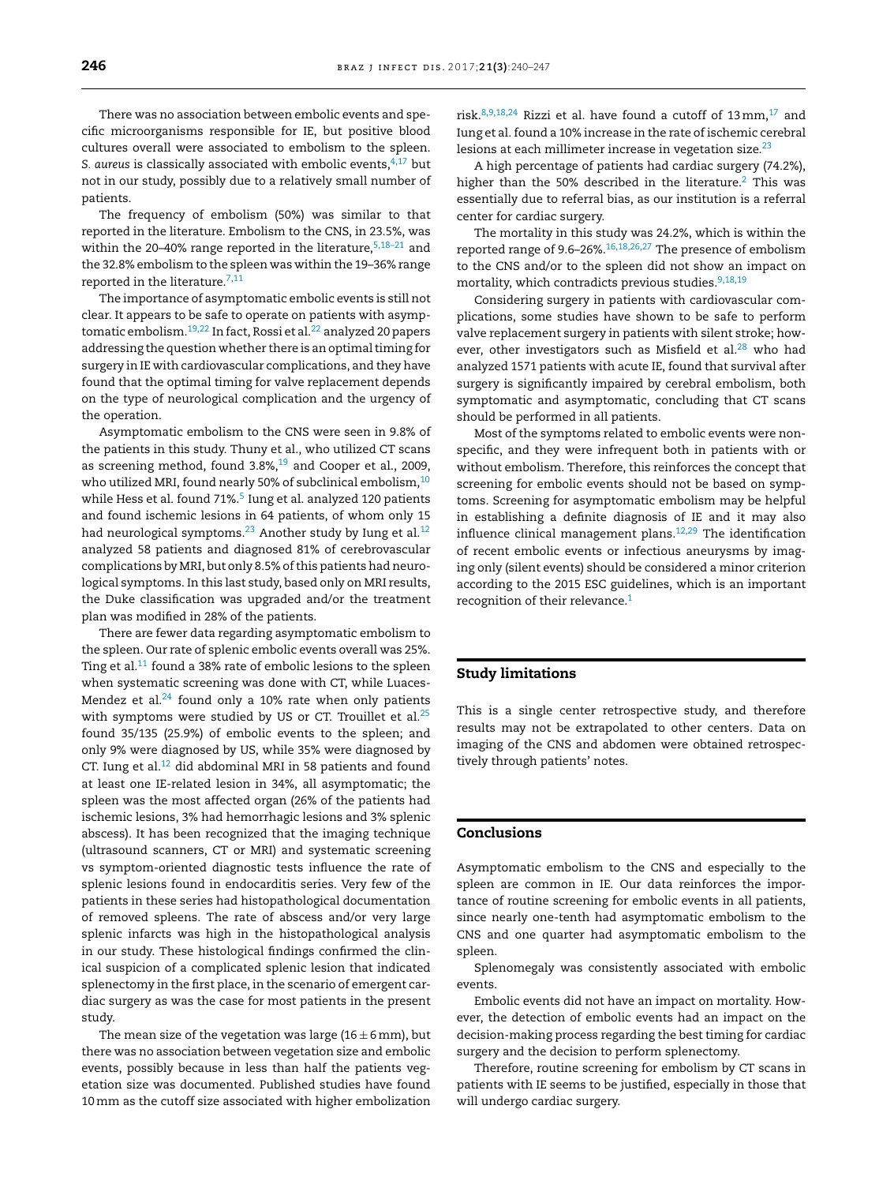There was no association between embolic events and specific microorganisms responsible for IE, but positive blood cultures overall were associated to embolism to the spleen. *S. aureus* is classically associated with embolic events,[4,17] but not in our study, possibly due to a relatively small number of patients.

The frequency of embolism (50%) was similar to that reported in the literature. Embolism to the CNS, in 23.5%, was within the 20–40% range reported in the literature,[5,18–21] and the 32.8% embolism to the spleen was within the 19–36% range reported in the literature.[7,11]

The importance of asymptomatic embolic events is still not clear. It appears to be safe to operate on patients with asymptomatic embolism.[19,22] In fact, Rossi et al.[22] analyzed 20 papers addressing the question whether there is an optimal timing for surgery in IE with cardiovascular complications, and they have found that the optimal timing for valve replacement depends on the type of neurological complication and the urgency of the operation.

Asymptomatic embolism to the CNS were seen in 9.8% of the patients in this study. Thuny et al., who utilized CT scans as screening method, found 3.8%,[19] and Cooper et al., 2009, who utilized MRI, found nearly 50% of subclinical embolism,[10] while Hess et al. found 71%.[5] Iung et al. analyzed 120 patients and found ischemic lesions in 64 patients, of whom only 15 had neurological symptoms.[23] Another study by Iung et al.[12] analyzed 58 patients and diagnosed 81% of cerebrovascular complications by MRI, but only 8.5% of this patients had neurological symptoms. In this last study, based only on MRI results, the Duke classification was upgraded and/or the treatment plan was modified in 28% of the patients.

There are fewer data regarding asymptomatic embolism to the spleen. Our rate of splenic embolic events overall was 25%. Ting et al.[11] found a 38% rate of embolic lesions to the spleen when systematic screening was done with CT, while Luaces-Mendez et al.[24] found only a 10% rate when only patients with symptoms were studied by US or CT. Trouillet et al.[25] found 35/135 (25.9%) of embolic events to the spleen; and only 9% were diagnosed by US, while 35% were diagnosed by CT. Iung et al.[12] did abdominal MRI in 58 patients and found at least one IE-related lesion in 34%, all asymptomatic; the spleen was the most affected organ (26% of the patients had ischemic lesions, 3% had hemorrhagic lesions and 3% splenic abscess). It has been recognized that the imaging technique (ultrasound scanners, CT or MRI) and systematic screening vs symptom-oriented diagnostic tests influence the rate of splenic lesions found in endocarditis series. Very few of the patients in these series had histopathological documentation of removed spleens. The rate of abscess and/or very large splenic infarcts was high in the histopathological analysis in our study. These histological findings confirmed the clinical suspicion of a complicated splenic lesion that indicated splenectomy in the first place, in the scenario of emergent cardiac surgery as was the case for most patients in the present study.

The mean size of the vegetation was large (16 ± 6 mm), but there was no association between vegetation size and embolic events, possibly because in less than half the patients vegetation size was documented. Published studies have found 10 mm as the cutoff size associated with higher embolization risk.[8,9,18,24] Rizzi et al. have found a cutoff of 13 mm,[17] and Iung et al. found a 10% increase in the rate of ischemic cerebral lesions at each millimeter increase in vegetation size.[23]

A high percentage of patients had cardiac surgery (74.2%), higher than the 50% described in the literature.[2] This was essentially due to referral bias, as our institution is a referral center for cardiac surgery.

The mortality in this study was 24.2%, which is within the reported range of 9.6–26%.[16,18,26,27] The presence of embolism to the CNS and/or to the spleen did not show an impact on mortality, which contradicts previous studies.[9,18,19]

Considering surgery in patients with cardiovascular complications, some studies have shown to be safe to perform valve replacement surgery in patients with silent stroke; however, other investigators such as Misfield et al.[28] who had analyzed 1571 patients with acute IE, found that survival after surgery is significantly impaired by cerebral embolism, both symptomatic and asymptomatic, concluding that CT scans should be performed in all patients.

Most of the symptoms related to embolic events were nonspecific, and they were infrequent both in patients with or without embolism. Therefore, this reinforces the concept that screening for embolic events should not be based on symptoms. Screening for asymptomatic embolism may be helpful in establishing a definite diagnosis of IE and it may also influence clinical management plans.[12,29] The identification of recent embolic events or infectious aneurysms by imaging only (silent events) should be considered a minor criterion according to the 2015 ESC guidelines, which is an important recognition of their relevance.[1]

## Study limitations

This is a single center retrospective study, and therefore results may not be extrapolated to other centers. Data on imaging of the CNS and abdomen were obtained retrospectively through patients' notes.

## Conclusions

Asymptomatic embolism to the CNS and especially to the spleen are common in IE. Our data reinforces the importance of routine screening for embolic events in all patients, since nearly one-tenth had asymptomatic embolism to the CNS and one quarter had asymptomatic embolism to the spleen.

Splenomegaly was consistently associated with embolic events.

Embolic events did not have an impact on mortality. However, the detection of embolic events had an impact on the decision-making process regarding the best timing for cardiac surgery and the decision to perform splenectomy.

Therefore, routine screening for embolism by CT scans in patients with IE seems to be justified, especially in those that will undergo cardiac surgery.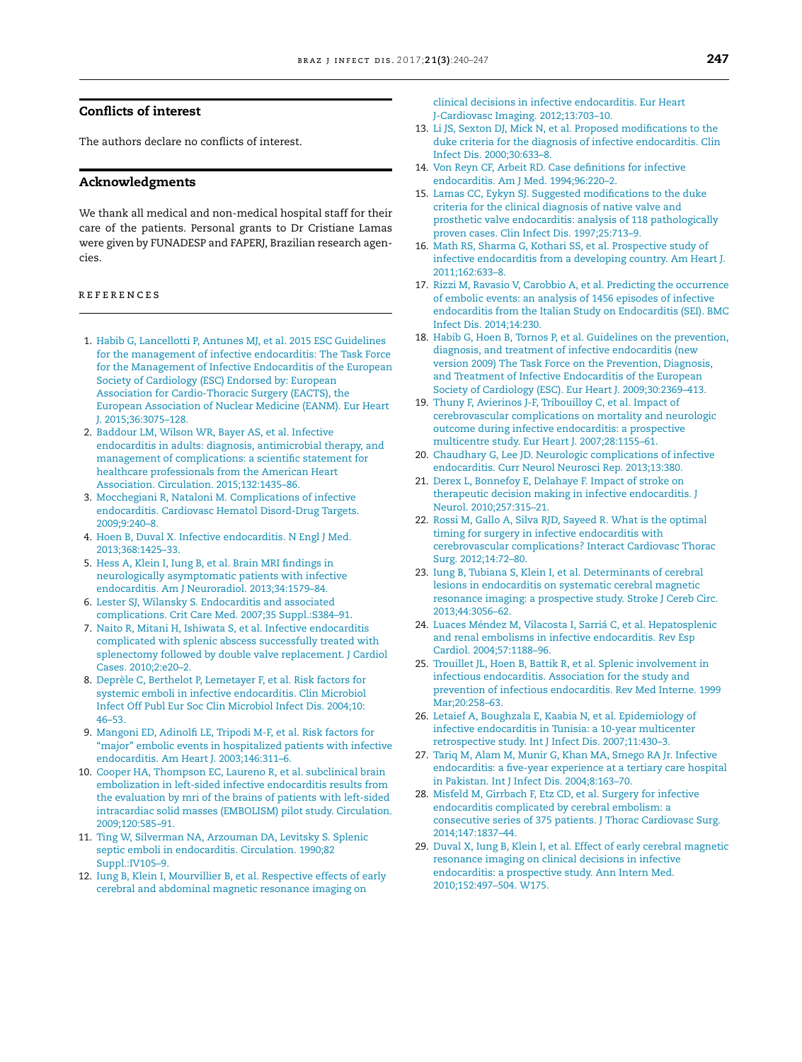## Conflicts of interest

The authors declare no conflicts of interest.

## Acknowledgments

We thank all medical and non-medical hospital staff for their care of the patients. Personal grants to Dr Cristiane Lamas were given by FUNADESP and FAPERJ, Brazilian research agencies.

## REFERENCES

1. Habib G, Lancellotti P, Antunes MJ, et al. 2015 ESC Guidelines for the management of infective endocarditis: The Task Force for the Management of Infective Endocarditis of the European Society of Cardiology (ESC) Endorsed by: European Association for Cardio-Thoracic Surgery (EACTS), the European Association of Nuclear Medicine (EANM). Eur Heart J. 2015;36:3075–128.
2. Baddour LM, Wilson WR, Bayer AS, et al. Infective endocarditis in adults: diagnosis, antimicrobial therapy, and management of complications: a scientific statement for healthcare professionals from the American Heart Association. Circulation. 2015;132:1435–86.
3. Mocchegiani R, Nataloni M. Complications of infective endocarditis. Cardiovasc Hematol Disord-Drug Targets. 2009;9:240–8.
4. Hoen B, Duval X. Infective endocarditis. N Engl J Med. 2013;368:1425–33.
5. Hess A, Klein I, Iung B, et al. Brain MRI findings in neurologically asymptomatic patients with infective endocarditis. Am J Neuroradiol. 2013;34:1579–84.
6. Lester SJ, Wilansky S. Endocarditis and associated complications. Crit Care Med. 2007;35 Suppl.:S384–91.
7. Naito R, Mitani H, Ishiwata S, et al. Infective endocarditis complicated with splenic abscess successfully treated with splenectomy followed by double valve replacement. J Cardiol Cases. 2010;2:e20–2.
8. Deprèle C, Berthelot P, Lemetayer F, et al. Risk factors for systemic emboli in infective endocarditis. Clin Microbiol Infect Off Publ Eur Soc Clin Microbiol Infect Dis. 2004;10: 46–53.
9. Mangoni ED, Adinolfi LE, Tripodi M-F, et al. Risk factors for "major" embolic events in hospitalized patients with infective endocarditis. Am Heart J. 2003;146:311–6.
10. Cooper HA, Thompson EC, Laureno R, et al. subclinical brain embolization in left-sided infective endocarditis results from the evaluation by mri of the brains of patients with left-sided intracardiac solid masses (EMBOLISM) pilot study. Circulation. 2009;120:585–91.
11. Ting W, Silverman NA, Arzouman DA, Levitsky S. Splenic septic emboli in endocarditis. Circulation. 1990;82 Suppl.:IV105–9.
12. Iung B, Klein I, Mourvillier B, et al. Respective effects of early cerebral and abdominal magnetic resonance imaging on clinical decisions in infective endocarditis. Eur Heart J-Cardiovasc Imaging. 2012;13:703–10.
13. Li JS, Sexton DJ, Mick N, et al. Proposed modifications to the duke criteria for the diagnosis of infective endocarditis. Clin Infect Dis. 2000;30:633–8.
14. Von Reyn CF, Arbeit RD. Case definitions for infective endocarditis. Am J Med. 1994;96:220–2.
15. Lamas CC, Eykyn SJ. Suggested modifications to the duke criteria for the clinical diagnosis of native valve and prosthetic valve endocarditis: analysis of 118 pathologically proven cases. Clin Infect Dis. 1997;25:713–9.
16. Math RS, Sharma G, Kothari SS, et al. Prospective study of infective endocarditis from a developing country. Am Heart J. 2011;162:633–8.
17. Rizzi M, Ravasio V, Carobbio A, et al. Predicting the occurrence of embolic events: an analysis of 1456 episodes of infective endocarditis from the Italian Study on Endocarditis (SEI). BMC Infect Dis. 2014;14:230.
18. Habib G, Hoen B, Tornos P, et al. Guidelines on the prevention, diagnosis, and treatment of infective endocarditis (new version 2009) The Task Force on the Prevention, Diagnosis, and Treatment of Infective Endocarditis of the European Society of Cardiology (ESC). Eur Heart J. 2009;30:2369–413.
19. Thuny F, Avierinos J-F, Tribouilloy C, et al. Impact of cerebrovascular complications on mortality and neurologic outcome during infective endocarditis: a prospective multicentre study. Eur Heart J. 2007;28:1155–61.
20. Chaudhary G, Lee JD. Neurologic complications of infective endocarditis. Curr Neurol Neurosci Rep. 2013;13:380.
21. Derex L, Bonnefoy E, Delahaye F. Impact of stroke on therapeutic decision making in infective endocarditis. J Neurol. 2010;257:315–21.
22. Rossi M, Gallo A, Silva RJD, Sayeed R. What is the optimal timing for surgery in infective endocarditis with cerebrovascular complications? Interact Cardiovasc Thorac Surg. 2012;14:72–80.
23. Iung B, Tubiana S, Klein I, et al. Determinants of cerebral lesions in endocarditis on systematic cerebral magnetic resonance imaging: a prospective study. Stroke J Cereb Circ. 2013;44:3056–62.
24. Luaces Méndez M, Vilacosta I, Sarriá C, et al. Hepatosplenic and renal embolisms in infective endocarditis. Rev Esp Cardiol. 2004;57:1188–96.
25. Trouillet JL, Hoen B, Battik R, et al. Splenic involvement in infectious endocarditis. Association for the study and prevention of infectious endocarditis. Rev Med Interne. 1999 Mar;20:258–63.
26. Letaief A, Boughzala E, Kaabia N, et al. Epidemiology of infective endocarditis in Tunisia: a 10-year multicenter retrospective study. Int J Infect Dis. 2007;11:430–3.
27. Tariq M, Alam M, Munir G, Khan MA, Smego RA Jr. Infective endocarditis: a five-year experience at a tertiary care hospital in Pakistan. Int J Infect Dis. 2004;8:163–70.
28. Misfeld M, Girrbach F, Etz CD, et al. Surgery for infective endocarditis complicated by cerebral embolism: a consecutive series of 375 patients. J Thorac Cardiovasc Surg. 2014;147:1837–44.
29. Duval X, Iung B, Klein I, et al. Effect of early cerebral magnetic resonance imaging on clinical decisions in infective endocarditis: a prospective study. Ann Intern Med. 2010;152:497–504. W175.